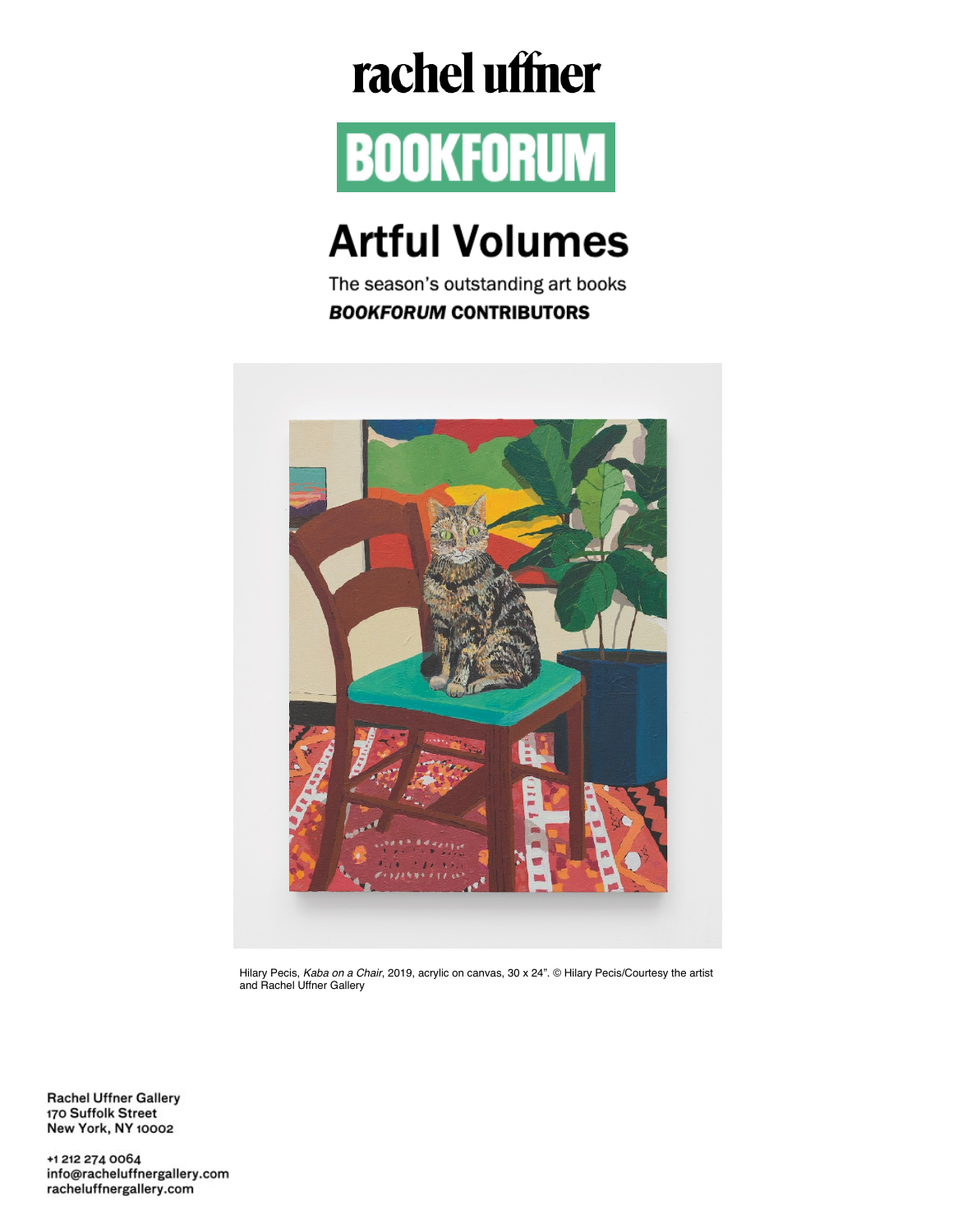rachel uffner

BOOKFORUM

# Artful Volumes

The season's outstanding art books

***BOOKFORUM* CONTRIBUTORS**

Hilary Pecis, *Kaba on a Chair*, 2019, acrylic on canvas, 30 x 24". © Hilary Pecis/Courtesy the artist and Rachel Uffner Gallery

Rachel Uffner Gallery
170 Suffolk Street
New York, NY 10002

+1 212 274 0064
info@racheluffnergallery.com
racheluffnergallery.com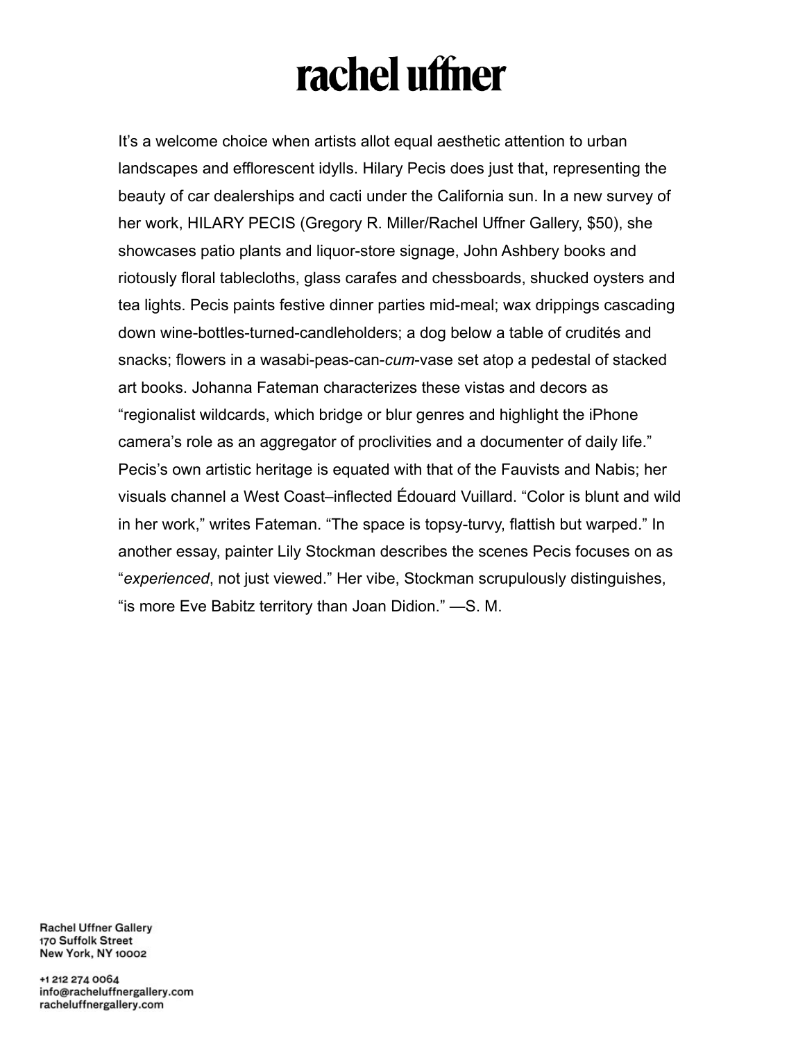It's a welcome choice when artists allot equal aesthetic attention to urban landscapes and efflorescent idylls. Hilary Pecis does just that, representing the beauty of car dealerships and cacti under the California sun. In a new survey of her work, HILARY PECIS (Gregory R. Miller/Rachel Uffner Gallery, $50), she showcases patio plants and liquor-store signage, John Ashbery books and riotously floral tablecloths, glass carafes and chessboards, shucked oysters and tea lights. Pecis paints festive dinner parties mid-meal; wax drippings cascading down wine-bottles-turned-candleholders; a dog below a table of crudités and snacks; flowers in a wasabi-peas-can-*cum*-vase set atop a pedestal of stacked art books. Johanna Fateman characterizes these vistas and decors as "regionalist wildcards, which bridge or blur genres and highlight the iPhone camera's role as an aggregator of proclivities and a documenter of daily life." Pecis's own artistic heritage is equated with that of the Fauvists and Nabis; her visuals channel a West Coast–inflected Édouard Vuillard. "Color is blunt and wild in her work," writes Fateman. "The space is topsy-turvy, flattish but warped." In another essay, painter Lily Stockman describes the scenes Pecis focuses on as "*experienced*, not just viewed." Her vibe, Stockman scrupulously distinguishes, "is more Eve Babitz territory than Joan Didion." —S. M.